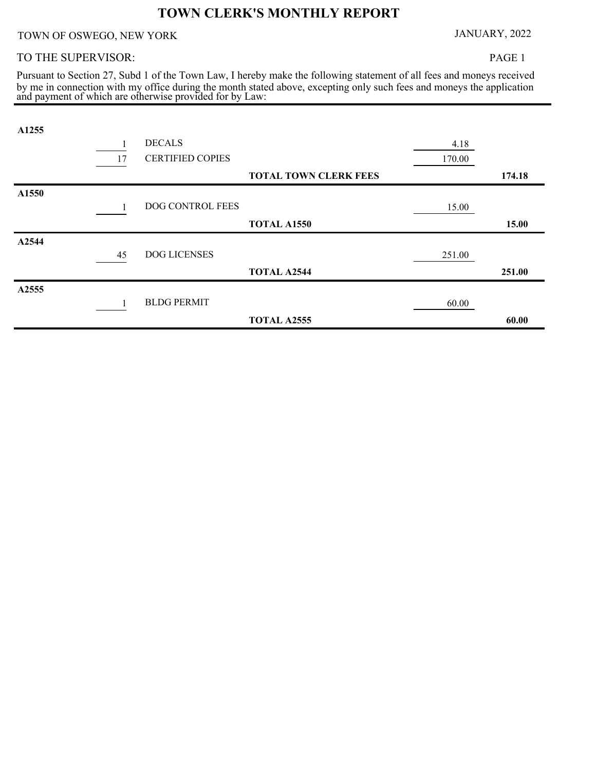# TOWN CLERK'S MONTHLY REPORT

TOWN OF OSWEGO, NEW YORK

JANUARY, 2022

TO THE SUPERVISOR:

Pursuant to Section 27, Subd 1 of the Town Law, I hereby make the following statement of all fees and moneys received by me in connection with my office during the month stated above, excepting only such fees and moneys the application and payment of which are otherwise provided for by Law:

| Account | Qty | Description | | Amount | Total |
|---|---|---|---|---|---|
| **A1255** | | | | | |
| | 1 | DECALS | | 4.18 | |
| | 17 | CERTIFIED COPIES | | 170.00 | |
| | | | **TOTAL TOWN CLERK FEES** | | **174.18** |
| **A1550** | | | | | |
| | 1 | DOG CONTROL FEES | | 15.00 | |
| | | | **TOTAL A1550** | | **15.00** |
| **A2544** | | | | | |
| | 45 | DOG LICENSES | | 251.00 | |
| | | | **TOTAL A2544** | | **251.00** |
| **A2555** | | | | | |
| | 1 | BLDG PERMIT | | 60.00 | |
| | | | **TOTAL A2555** | | **60.00** |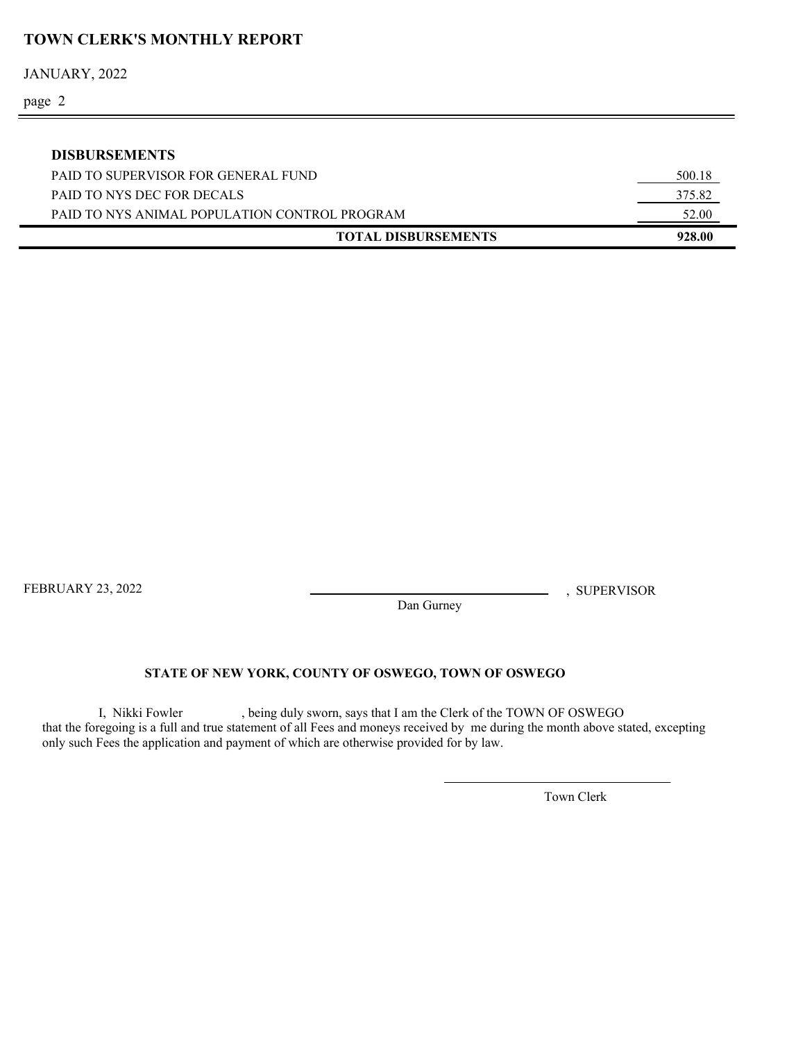# TOWN CLERK'S MONTHLY REPORT

JANUARY, 2022

page 2

| | |
|---|---|
| **DISBURSEMENTS** | |
| PAID TO SUPERVISOR FOR GENERAL FUND | 500.18 |
| PAID TO NYS DEC FOR DECALS | 375.82 |
| PAID TO NYS ANIMAL POPULATION CONTROL PROGRAM | 52.00 |
| **TOTAL DISBURSEMENTS** | **928.00** |

FEBRUARY 23, 2022

\_\_\_\_\_\_\_\_\_\_\_\_\_\_\_\_\_\_\_\_\_\_\_\_\_\_\_\_, SUPERVISOR
Dan Gurney

**STATE OF NEW YORK, COUNTY OF OSWEGO, TOWN OF OSWEGO**

I, Nikki Fowler , being duly sworn, says that I am the Clerk of the TOWN OF OSWEGO that the foregoing is a full and true statement of all Fees and moneys received by me during the month above stated, excepting only such Fees the application and payment of which are otherwise provided for by law.

\_\_\_\_\_\_\_\_\_\_\_\_\_\_\_\_\_\_\_\_\_\_\_\_\_\_\_\_
Town Clerk